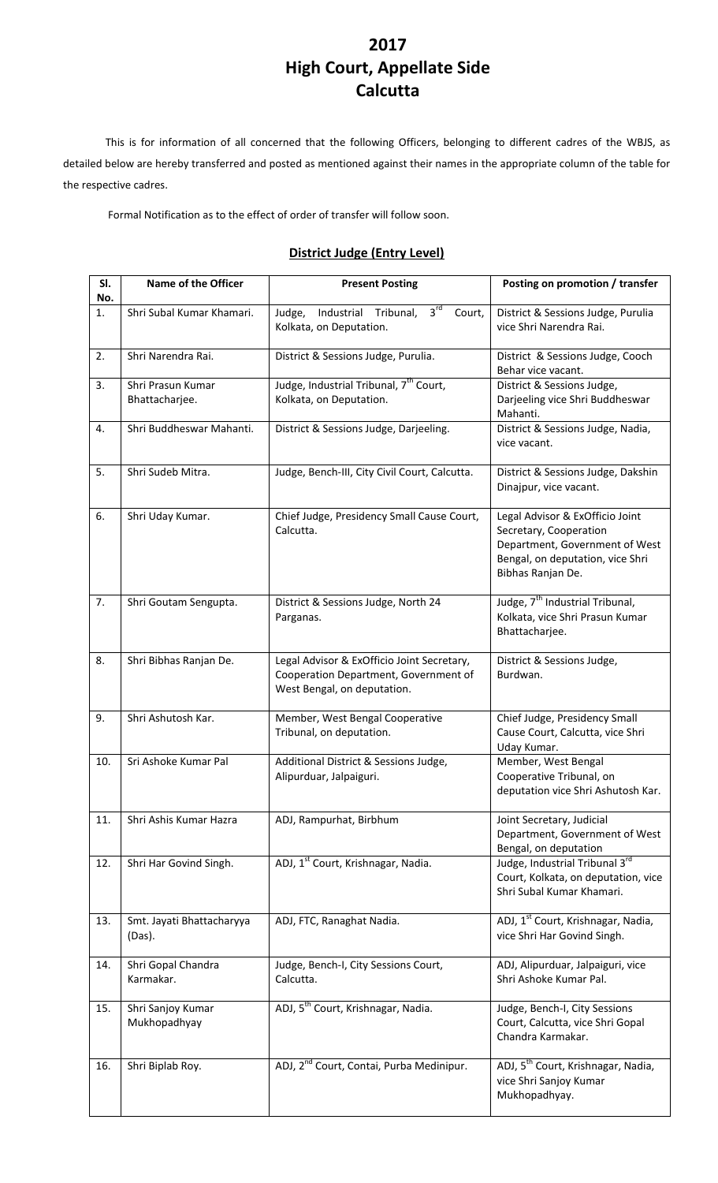# 2017
# High Court, Appellate Side
# Calcutta

This is for information of all concerned that the following Officers, belonging to different cadres of the WBJS, as detailed below are hereby transferred and posted as mentioned against their names in the appropriate column of the table for the respective cadres.

Formal Notification as to the effect of order of transfer will follow soon.

## District Judge (Entry Level)

| Sl. No. | Name of the Officer | Present Posting | Posting on promotion / transfer |
|---|---|---|---|
| 1. | Shri Subal Kumar Khamari. | Judge, Industrial Tribunal, 3rd Court, Kolkata, on Deputation. | District & Sessions Judge, Purulia vice Shri Narendra Rai. |
| 2. | Shri Narendra Rai. | District & Sessions Judge, Purulia. | District & Sessions Judge, Cooch Behar vice vacant. |
| 3. | Shri Prasun Kumar Bhattacharjee. | Judge, Industrial Tribunal, 7th Court, Kolkata, on Deputation. | District & Sessions Judge, Darjeeling vice Shri Buddheswar Mahanti. |
| 4. | Shri Buddheswar Mahanti. | District & Sessions Judge, Darjeeling. | District & Sessions Judge, Nadia, vice vacant. |
| 5. | Shri Sudeb Mitra. | Judge, Bench-III, City Civil Court, Calcutta. | District & Sessions Judge, Dakshin Dinajpur, vice vacant. |
| 6. | Shri Uday Kumar. | Chief Judge, Presidency Small Cause Court, Calcutta. | Legal Advisor & ExOfficio Joint Secretary, Cooperation Department, Government of West Bengal, on deputation, vice Shri Bibhas Ranjan De. |
| 7. | Shri Goutam Sengupta. | District & Sessions Judge, North 24 Parganas. | Judge, 7th Industrial Tribunal, Kolkata, vice Shri Prasun Kumar Bhattacharjee. |
| 8. | Shri Bibhas Ranjan De. | Legal Advisor & ExOfficio Joint Secretary, Cooperation Department, Government of West Bengal, on deputation. | District & Sessions Judge, Burdwan. |
| 9. | Shri Ashutosh Kar. | Member, West Bengal Cooperative Tribunal, on deputation. | Chief Judge, Presidency Small Cause Court, Calcutta, vice Shri Uday Kumar. |
| 10. | Sri Ashoke Kumar Pal | Additional District & Sessions Judge, Alipurduar, Jalpaiguri. | Member, West Bengal Cooperative Tribunal, on deputation vice Shri Ashutosh Kar. |
| 11. | Shri Ashis Kumar Hazra | ADJ, Rampurhat, Birbhum | Joint Secretary, Judicial Department, Government of West Bengal, on deputation |
| 12. | Shri Har Govind Singh. | ADJ, 1st Court, Krishnagar, Nadia. | Judge, Industrial Tribunal 3rd Court, Kolkata, on deputation, vice Shri Subal Kumar Khamari. |
| 13. | Smt. Jayati Bhattacharyya (Das). | ADJ, FTC, Ranaghat Nadia. | ADJ, 1st Court, Krishnagar, Nadia, vice Shri Har Govind Singh. |
| 14. | Shri Gopal Chandra Karmakar. | Judge, Bench-I, City Sessions Court, Calcutta. | ADJ, Alipurduar, Jalpaiguri, vice Shri Ashoke Kumar Pal. |
| 15. | Shri Sanjoy Kumar Mukhopadhyay | ADJ, 5th Court, Krishnagar, Nadia. | Judge, Bench-I, City Sessions Court, Calcutta, vice Shri Gopal Chandra Karmakar. |
| 16. | Shri Biplab Roy. | ADJ, 2nd Court, Contai, Purba Medinipur. | ADJ, 5th Court, Krishnagar, Nadia, vice Shri Sanjoy Kumar Mukhopadhyay. |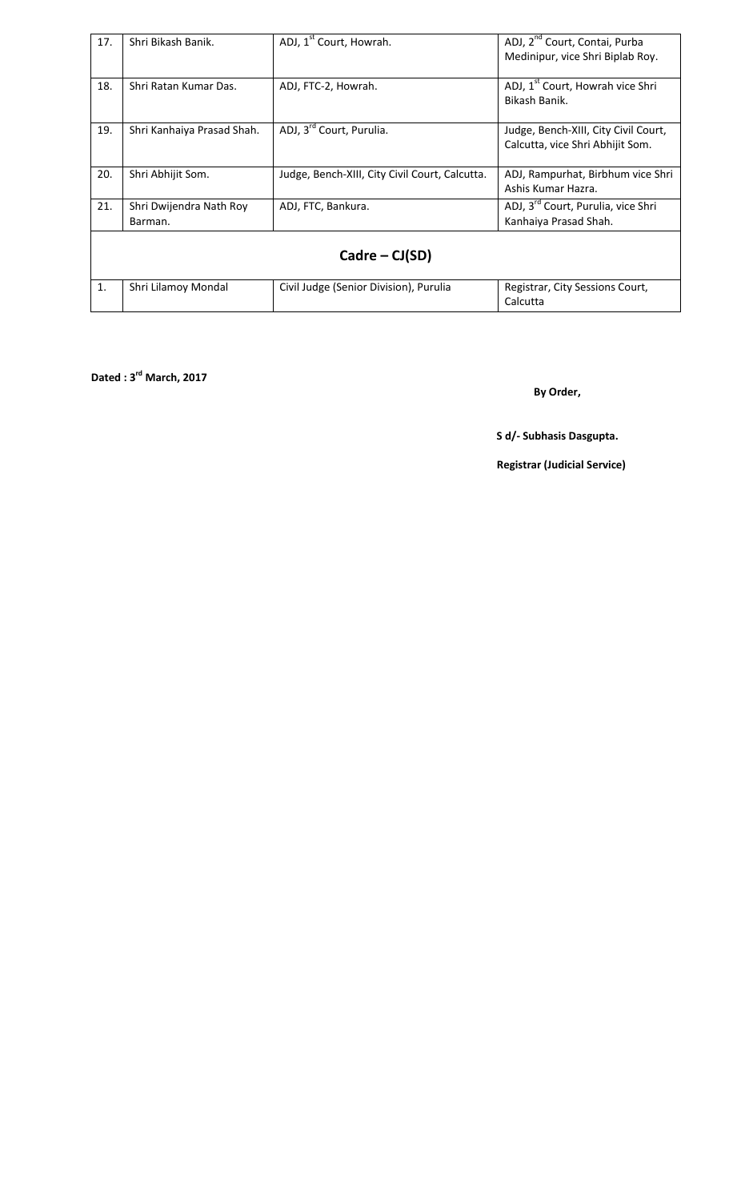| | | | |
|---|---|---|---|
| 17. | Shri Bikash Banik. | ADJ, 1st Court, Howrah. | ADJ, 2nd Court, Contai, Purba Medinipur, vice Shri Biplab Roy. |
| 18. | Shri Ratan Kumar Das. | ADJ, FTC-2, Howrah. | ADJ, 1st Court, Howrah vice Shri Bikash Banik. |
| 19. | Shri Kanhaiya Prasad Shah. | ADJ, 3rd Court, Purulia. | Judge, Bench-XIII, City Civil Court, Calcutta, vice Shri Abhijit Som. |
| 20. | Shri Abhijit Som. | Judge, Bench-XIII, City Civil Court, Calcutta. | ADJ, Rampurhat, Birbhum vice Shri Ashis Kumar Hazra. |
| 21. | Shri Dwijendra Nath Roy Barman. | ADJ, FTC, Bankura. | ADJ, 3rd Court, Purulia, vice Shri Kanhaiya Prasad Shah. |
| **Cadre – CJ(SD)** | | | |
| 1. | Shri Lilamoy Mondal | Civil Judge (Senior Division), Purulia | Registrar, City Sessions Court, Calcutta |

**Dated : 3rd March, 2017**

**By Order,**

**S d/- Subhasis Dasgupta.**

**Registrar (Judicial Service)**